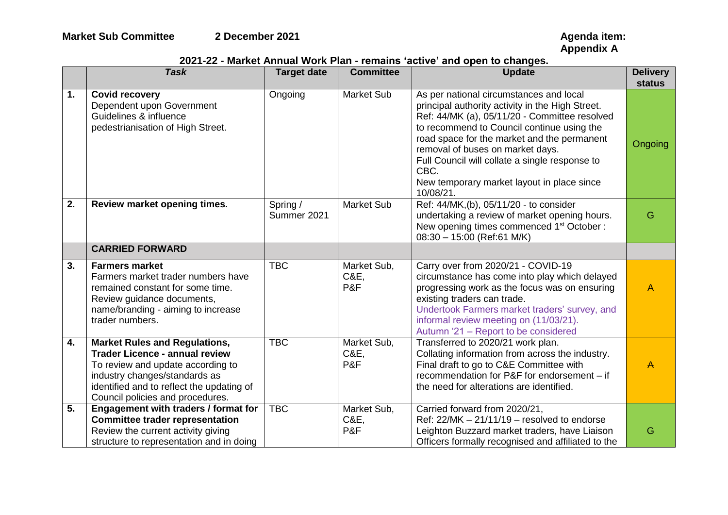**Market Sub Committee 2 December 2021**

**Agenda item:**
**Appendix A**

## 2021-22 - Market Annual Work Plan - remains 'active' and open to changes.

| | *Task* | Target date | Committee | Update | Delivery status |
|---|---|---|---|---|---|
| **1.** | **Covid recovery** Dependent upon Government Guidelines & influence pedestrianisation of High Street. | Ongoing | Market Sub | As per national circumstances and local principal authority activity in the High Street. Ref: 44/MK (a), 05/11/20 - Committee resolved to recommend to Council continue using the road space for the market and the permanent removal of buses on market days. Full Council will collate a single response to CBC. New temporary market layout in place since 10/08/21. | Ongoing |
| **2.** | **Review market opening times.** | Spring / Summer 2021 | Market Sub | Ref: 44/MK,(b), 05/11/20 - to consider undertaking a review of market opening hours. New opening times commenced 1st October : 08:30 – 15:00 (Ref:61 M/K) | G |
| | **CARRIED FORWARD** | | | | |
| **3.** | **Farmers market** Farmers market trader numbers have remained constant for some time. Review guidance documents, name/branding - aiming to increase trader numbers. | TBC | Market Sub, C&E, P&F | Carry over from 2020/21 - COVID-19 circumstance has come into play which delayed progressing work as the focus was on ensuring existing traders can trade. Undertook Farmers market traders' survey, and informal review meeting on (11/03/21). Autumn '21 – Report to be considered | A |
| **4.** | **Market Rules and Regulations, Trader Licence - annual review** To review and update according to industry changes/standards as identified and to reflect the updating of Council policies and procedures. | TBC | Market Sub, C&E, P&F | Transferred to 2020/21 work plan. Collating information from across the industry. Final draft to go to C&E Committee with recommendation for P&F for endorsement – if the need for alterations are identified. | ~~A~~ |
| **5.** | **Engagement with traders / format for Committee trader representation** Review the current activity giving structure to representation and in doing | TBC | Market Sub, C&E, P&F | Carried forward from 2020/21, Ref: 22/MK – 21/11/19 – resolved to endorse Leighton Buzzard market traders, have Liaison Officers formally recognised and affiliated to the | G |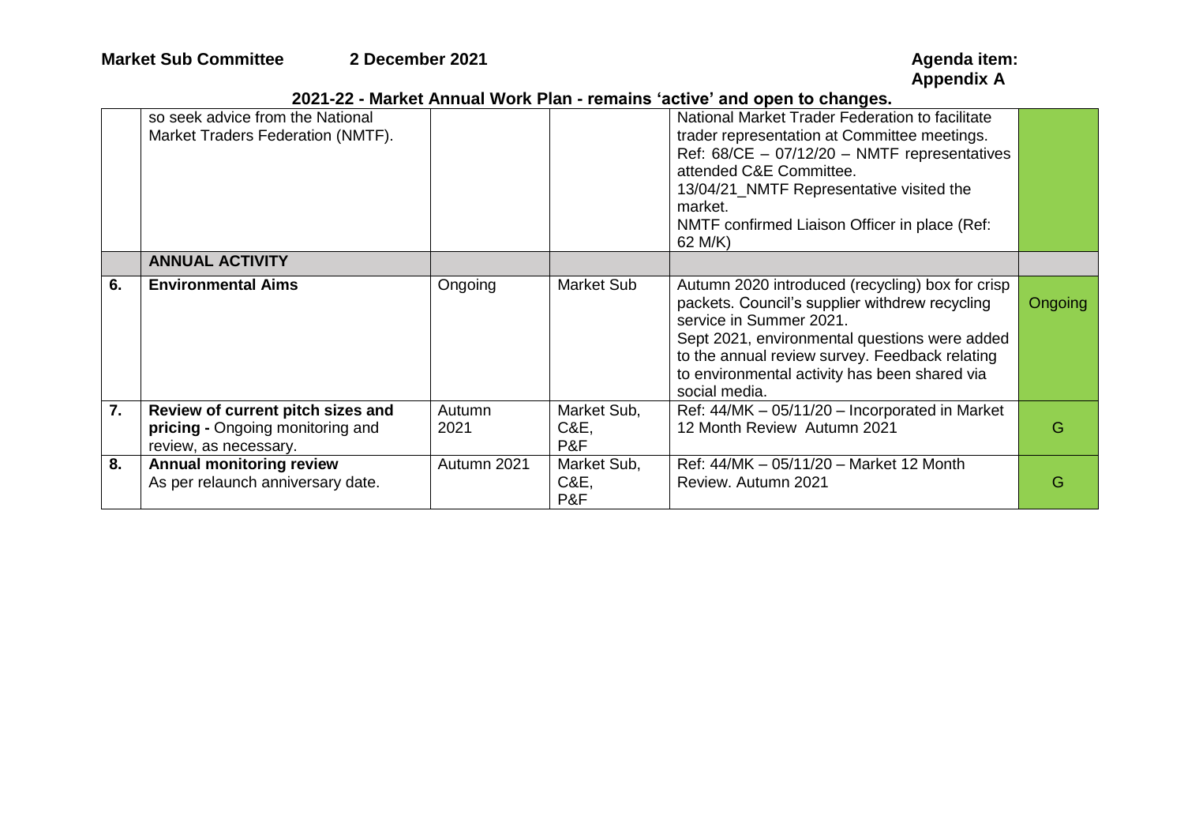**2021-22 - Market Annual Work Plan - remains 'active' and open to changes.**

| | | | | | |
|---|---|---|---|---|---|
| | so seek advice from the National Market Traders Federation (NMTF). | | | National Market Trader Federation to facilitate trader representation at Committee meetings. Ref: 68/CE – 07/12/20 – NMTF representatives attended C&E Committee. 13/04/21_NMTF Representative visited the market. NMTF confirmed Liaison Officer in place (Ref: 62 M/K) | |
| | **ANNUAL ACTIVITY** | | | | |
| **6.** | **Environmental Aims** | Ongoing | Market Sub | Autumn 2020 introduced (recycling) box for crisp packets. Council's supplier withdrew recycling service in Summer 2021. Sept 2021, environmental questions were added to the annual review survey. Feedback relating to environmental activity has been shared via social media. | Ongoing |
| **7.** | **Review of current pitch sizes and pricing -** Ongoing monitoring and review, as necessary. | Autumn 2021 | Market Sub, C&E, P&F | Ref: 44/MK – 05/11/20 – Incorporated in Market 12 Month Review Autumn 2021 | G |
| **8.** | **Annual monitoring review** As per relaunch anniversary date. | Autumn 2021 | Market Sub, C&E, P&F | Ref: 44/MK – 05/11/20 – Market 12 Month Review. Autumn 2021 | G |